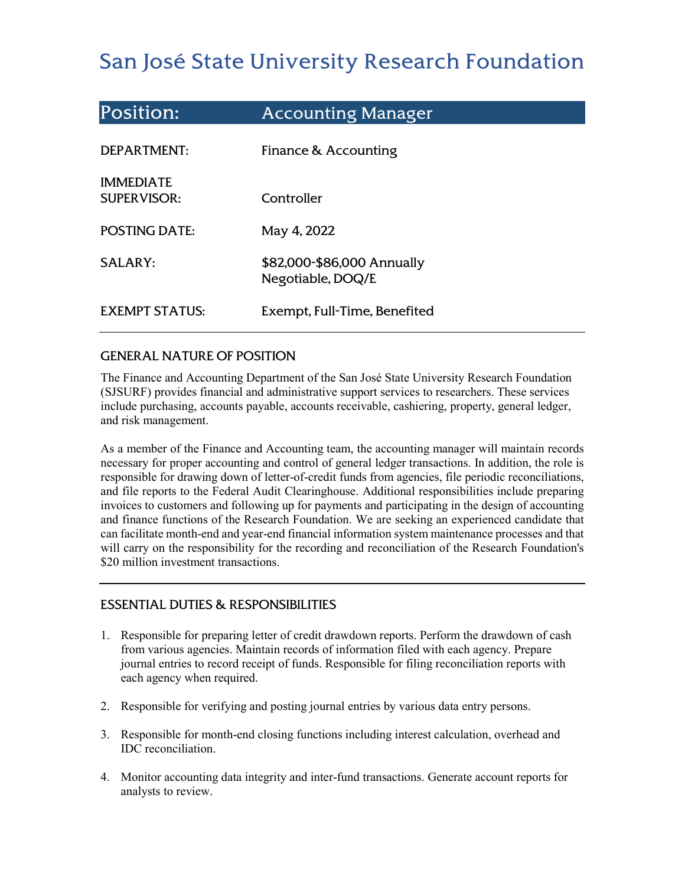# San José State University Research Foundation

## Position: Accounting Manager

| | |
|---|---|
| DEPARTMENT: | Finance & Accounting |
| IMMEDIATE SUPERVISOR: | Controller |
| POSTING DATE: | May 4, 2022 |
| SALARY: | $82,000-$86,000 Annually Negotiable, DOQ/E |
| EXEMPT STATUS: | Exempt, Full-Time, Benefited |

---

### GENERAL NATURE OF POSITION

The Finance and Accounting Department of the San José State University Research Foundation (SJSURF) provides financial and administrative support services to researchers. These services include purchasing, accounts payable, accounts receivable, cashiering, property, general ledger, and risk management.

As a member of the Finance and Accounting team, the accounting manager will maintain records necessary for proper accounting and control of general ledger transactions. In addition, the role is responsible for drawing down of letter-of-credit funds from agencies, file periodic reconciliations, and file reports to the Federal Audit Clearinghouse. Additional responsibilities include preparing invoices to customers and following up for payments and participating in the design of accounting and finance functions of the Research Foundation. We are seeking an experienced candidate that can facilitate month-end and year-end financial information system maintenance processes and that will carry on the responsibility for the recording and reconciliation of the Research Foundation's $20 million investment transactions.

---

### ESSENTIAL DUTIES & RESPONSIBILITIES

1. Responsible for preparing letter of credit drawdown reports. Perform the drawdown of cash from various agencies. Maintain records of information filed with each agency. Prepare journal entries to record receipt of funds. Responsible for filing reconciliation reports with each agency when required.

2. Responsible for verifying and posting journal entries by various data entry persons.

3. Responsible for month-end closing functions including interest calculation, overhead and IDC reconciliation.

4. Monitor accounting data integrity and inter-fund transactions. Generate account reports for analysts to review.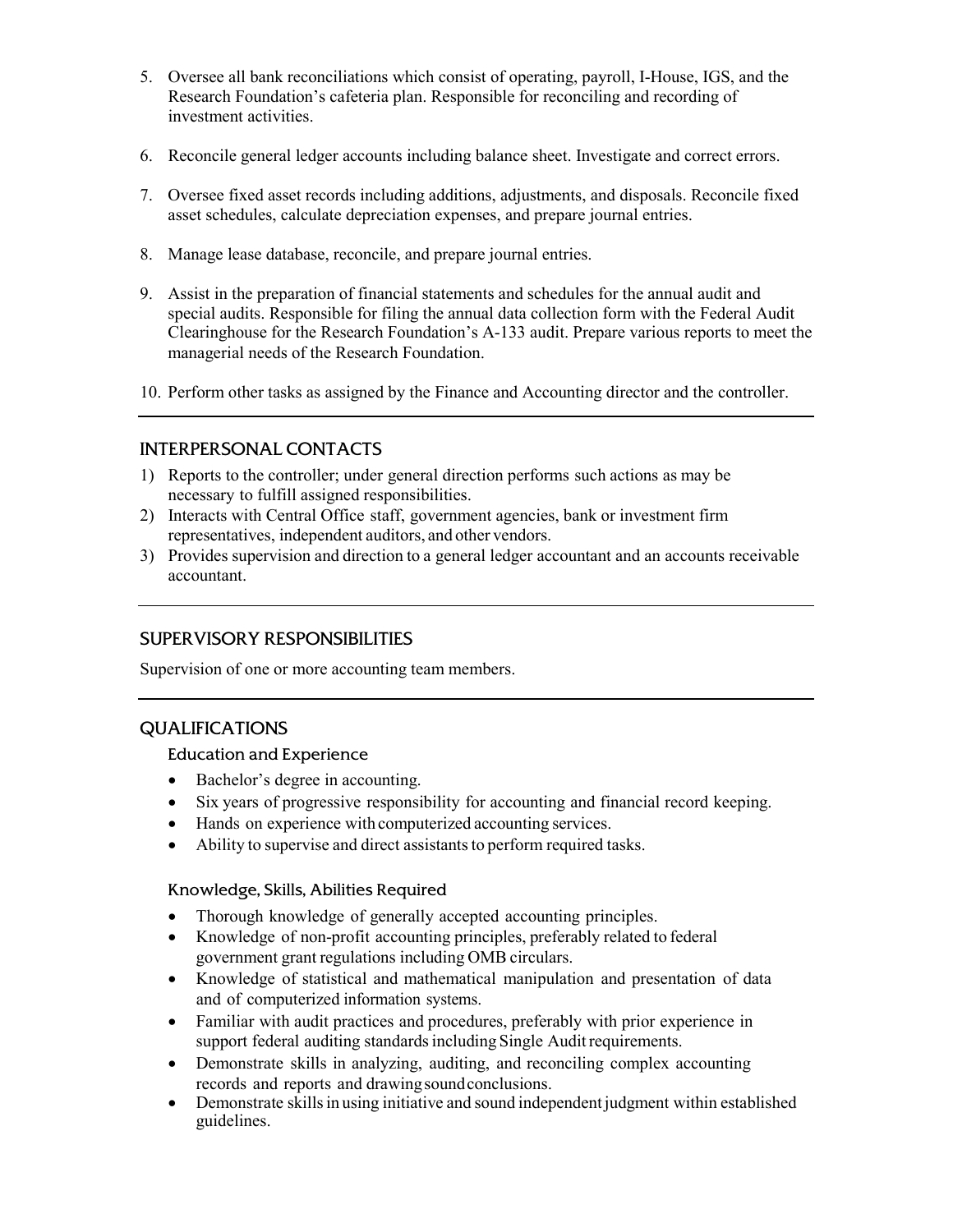5. Oversee all bank reconciliations which consist of operating, payroll, I-House, IGS, and the Research Foundation's cafeteria plan. Responsible for reconciling and recording of investment activities.

6. Reconcile general ledger accounts including balance sheet. Investigate and correct errors.

7. Oversee fixed asset records including additions, adjustments, and disposals. Reconcile fixed asset schedules, calculate depreciation expenses, and prepare journal entries.

8. Manage lease database, reconcile, and prepare journal entries.

9. Assist in the preparation of financial statements and schedules for the annual audit and special audits. Responsible for filing the annual data collection form with the Federal Audit Clearinghouse for the Research Foundation's A-133 audit. Prepare various reports to meet the managerial needs of the Research Foundation.

10. Perform other tasks as assigned by the Finance and Accounting director and the controller.

## INTERPERSONAL CONTACTS

1) Reports to the controller; under general direction performs such actions as may be necessary to fulfill assigned responsibilities.
2) Interacts with Central Office staff, government agencies, bank or investment firm representatives, independent auditors, and other vendors.
3) Provides supervision and direction to a general ledger accountant and an accounts receivable accountant.

## SUPERVISORY RESPONSIBILITIES

Supervision of one or more accounting team members.

## QUALIFICATIONS

### Education and Experience

- Bachelor's degree in accounting.
- Six years of progressive responsibility for accounting and financial record keeping.
- Hands on experience with computerized accounting services.
- Ability to supervise and direct assistants to perform required tasks.

### Knowledge, Skills, Abilities Required

- Thorough knowledge of generally accepted accounting principles.
- Knowledge of non-profit accounting principles, preferably related to federal government grant regulations including OMB circulars.
- Knowledge of statistical and mathematical manipulation and presentation of data and of computerized information systems.
- Familiar with audit practices and procedures, preferably with prior experience in support federal auditing standards including Single Audit requirements.
- Demonstrate skills in analyzing, auditing, and reconciling complex accounting records and reports and drawing sound conclusions.
- Demonstrate skills in using initiative and sound independent judgment within established guidelines.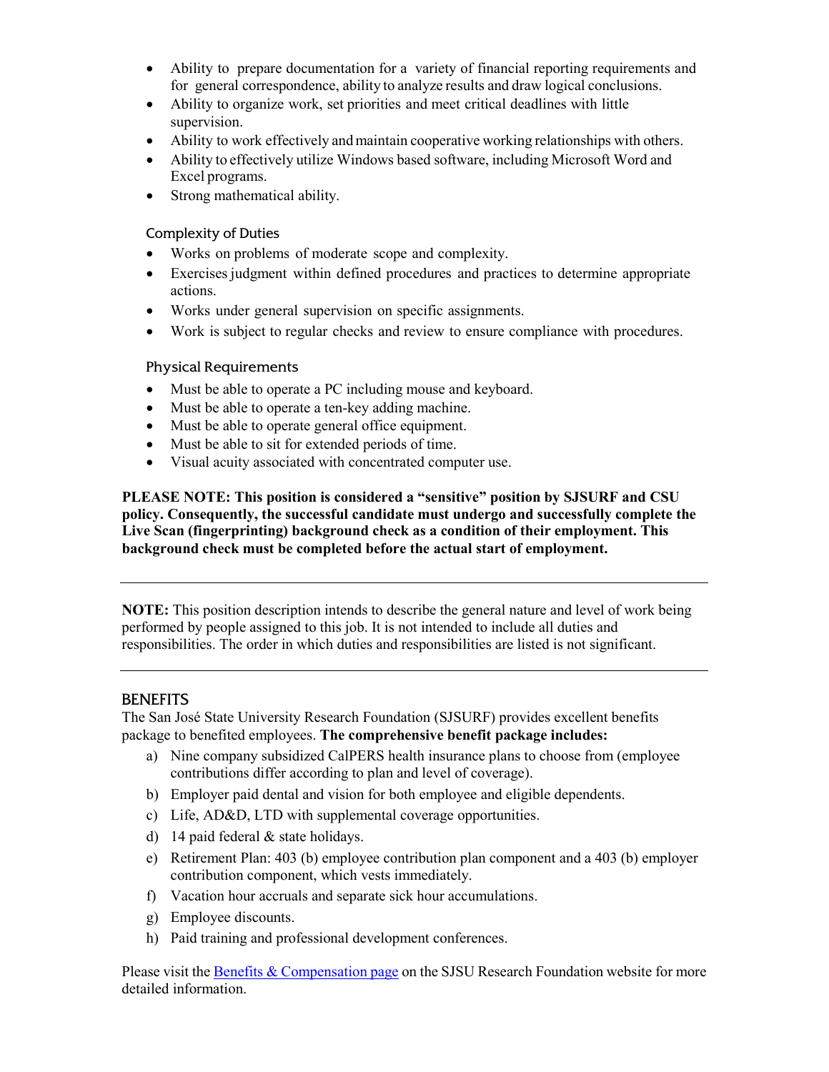- Ability to prepare documentation for a variety of financial reporting requirements and for general correspondence, ability to analyze results and draw logical conclusions.
- Ability to organize work, set priorities and meet critical deadlines with little supervision.
- Ability to work effectively and maintain cooperative working relationships with others.
- Ability to effectively utilize Windows based software, including Microsoft Word and Excel programs.
- Strong mathematical ability.

### Complexity of Duties

- Works on problems of moderate scope and complexity.
- Exercises judgment within defined procedures and practices to determine appropriate actions.
- Works under general supervision on specific assignments.
- Work is subject to regular checks and review to ensure compliance with procedures.

### Physical Requirements

- Must be able to operate a PC including mouse and keyboard.
- Must be able to operate a ten-key adding machine.
- Must be able to operate general office equipment.
- Must be able to sit for extended periods of time.
- Visual acuity associated with concentrated computer use.

**PLEASE NOTE: This position is considered a "sensitive" position by SJSURF and CSU policy. Consequently, the successful candidate must undergo and successfully complete the Live Scan (fingerprinting) background check as a condition of their employment. This background check must be completed before the actual start of employment.**

---

**NOTE:** This position description intends to describe the general nature and level of work being performed by people assigned to this job. It is not intended to include all duties and responsibilities. The order in which duties and responsibilities are listed is not significant.

---

## BENEFITS

The San José State University Research Foundation (SJSURF) provides excellent benefits package to benefited employees. **The comprehensive benefit package includes:**

a) Nine company subsidized CalPERS health insurance plans to choose from (employee contributions differ according to plan and level of coverage).
b) Employer paid dental and vision for both employee and eligible dependents.
c) Life, AD&D, LTD with supplemental coverage opportunities.
d) 14 paid federal & state holidays.
e) Retirement Plan: 403 (b) employee contribution plan component and a 403 (b) employer contribution component, which vests immediately.
f) Vacation hour accruals and separate sick hour accumulations.
g) Employee discounts.
h) Paid training and professional development conferences.

Please visit the [Benefits & Compensation page]() on the SJSU Research Foundation website for more detailed information.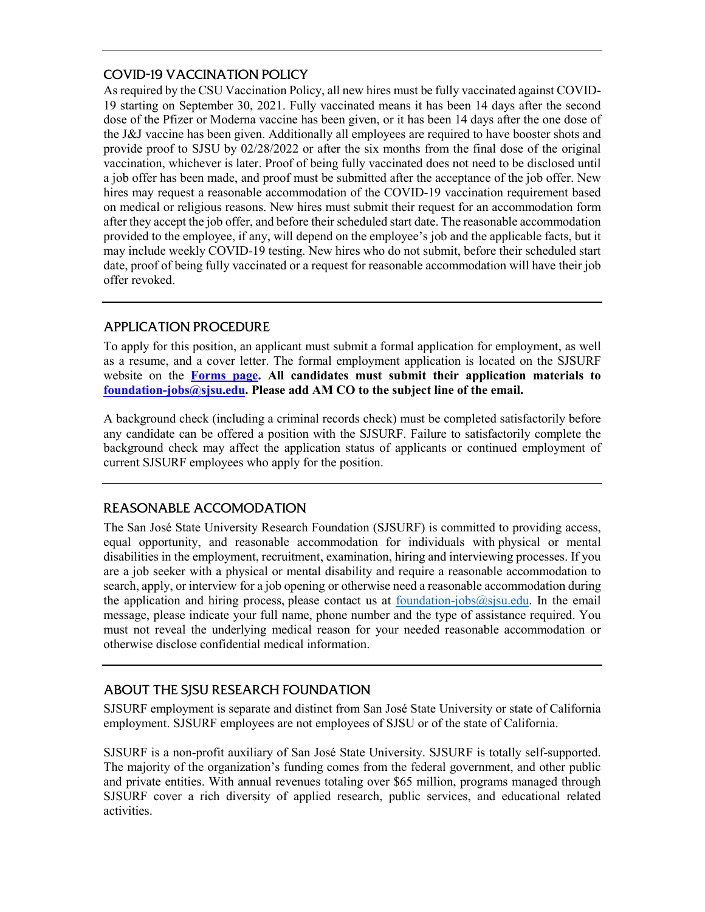## COVID-19 VACCINATION POLICY

As required by the CSU Vaccination Policy, all new hires must be fully vaccinated against COVID-19 starting on September 30, 2021. Fully vaccinated means it has been 14 days after the second dose of the Pfizer or Moderna vaccine has been given, or it has been 14 days after the one dose of the J&J vaccine has been given. Additionally all employees are required to have booster shots and provide proof to SJSU by 02/28/2022 or after the six months from the final dose of the original vaccination, whichever is later. Proof of being fully vaccinated does not need to be disclosed until a job offer has been made, and proof must be submitted after the acceptance of the job offer. New hires may request a reasonable accommodation of the COVID-19 vaccination requirement based on medical or religious reasons. New hires must submit their request for an accommodation form after they accept the job offer, and before their scheduled start date. The reasonable accommodation provided to the employee, if any, will depend on the employee's job and the applicable facts, but it may include weekly COVID-19 testing. New hires who do not submit, before their scheduled start date, proof of being fully vaccinated or a request for reasonable accommodation will have their job offer revoked.

## APPLICATION PROCEDURE

To apply for this position, an applicant must submit a formal application for employment, as well as a resume, and a cover letter. The formal employment application is located on the SJSURF website on the **Forms page**. **All candidates must submit their application materials to foundation-jobs@sjsu.edu. Please add AM CO to the subject line of the email.**

A background check (including a criminal records check) must be completed satisfactorily before any candidate can be offered a position with the SJSURF. Failure to satisfactorily complete the background check may affect the application status of applicants or continued employment of current SJSURF employees who apply for the position.

## REASONABLE ACCOMODATION

The San José State University Research Foundation (SJSURF) is committed to providing access, equal opportunity, and reasonable accommodation for individuals with physical or mental disabilities in the employment, recruitment, examination, hiring and interviewing processes. If you are a job seeker with a physical or mental disability and require a reasonable accommodation to search, apply, or interview for a job opening or otherwise need a reasonable accommodation during the application and hiring process, please contact us at foundation-jobs@sjsu.edu. In the email message, please indicate your full name, phone number and the type of assistance required. You must not reveal the underlying medical reason for your needed reasonable accommodation or otherwise disclose confidential medical information.

## ABOUT THE SJSU RESEARCH FOUNDATION

SJSURF employment is separate and distinct from San José State University or state of California employment. SJSURF employees are not employees of SJSU or of the state of California.

SJSURF is a non-profit auxiliary of San José State University. SJSURF is totally self-supported. The majority of the organization's funding comes from the federal government, and other public and private entities. With annual revenues totaling over $65 million, programs managed through SJSURF cover a rich diversity of applied research, public services, and educational related activities.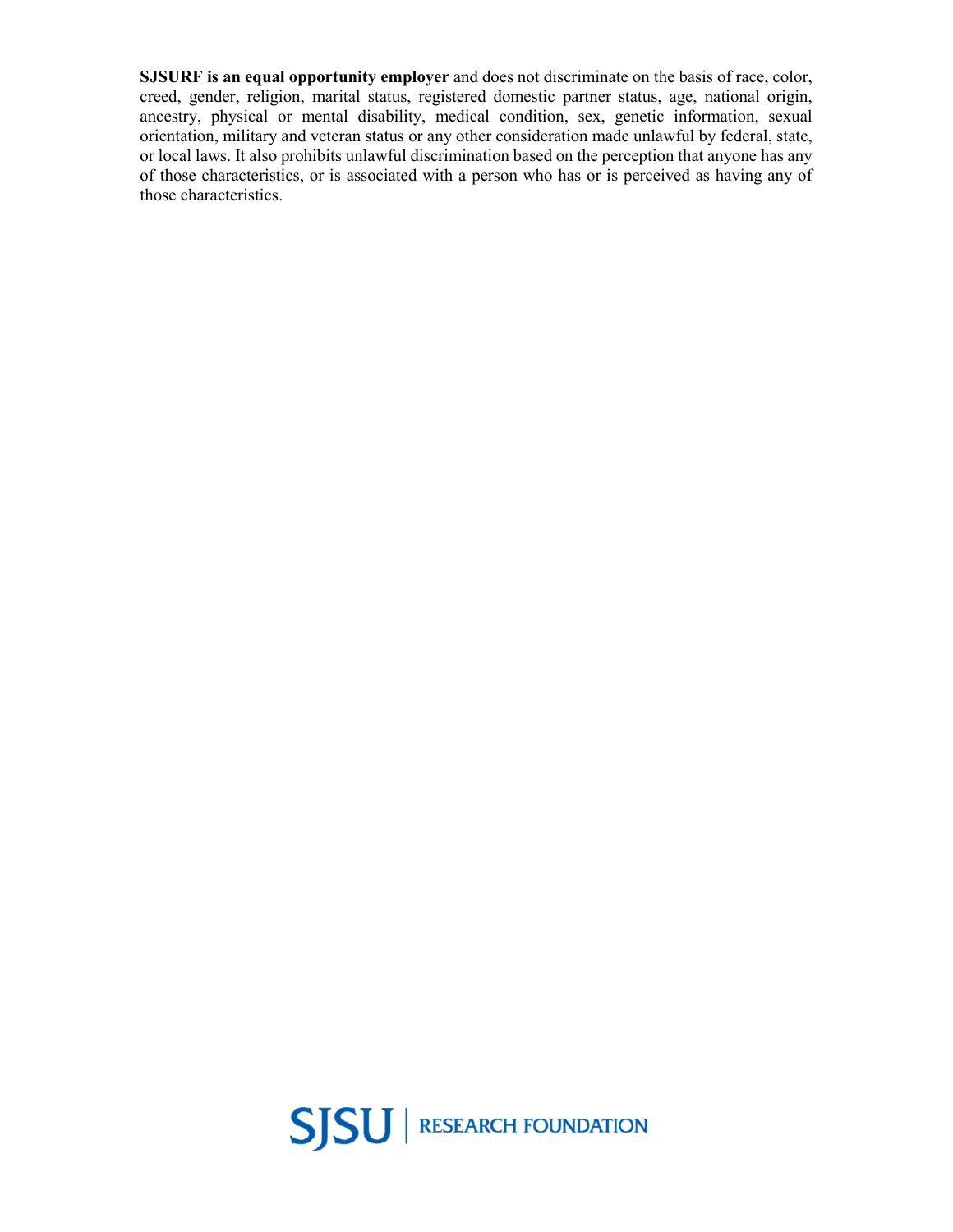**SJSURF is an equal opportunity employer** and does not discriminate on the basis of race, color, creed, gender, religion, marital status, registered domestic partner status, age, national origin, ancestry, physical or mental disability, medical condition, sex, genetic information, sexual orientation, military and veteran status or any other consideration made unlawful by federal, state, or local laws. It also prohibits unlawful discrimination based on the perception that anyone has any of those characteristics, or is associated with a person who has or is perceived as having any of those characteristics.